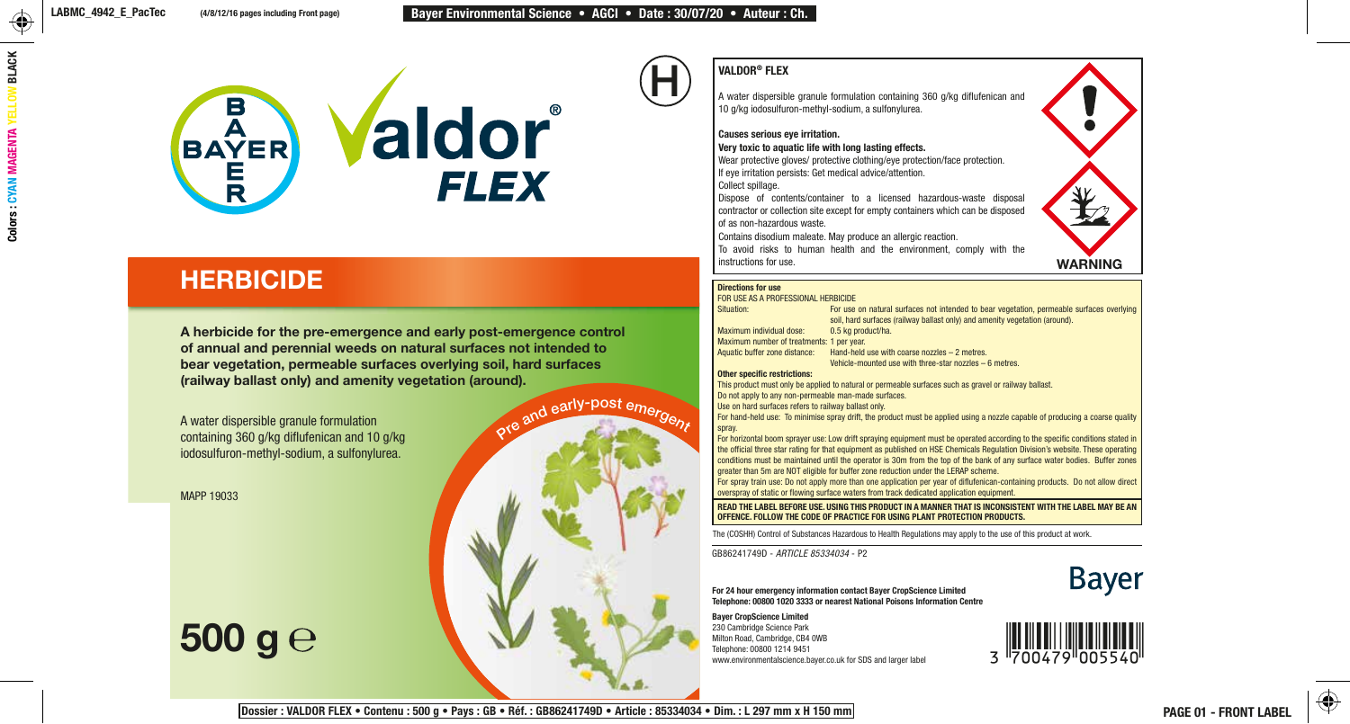# Valdor® FLEX

(H)

## HERBICIDE

**A herbicide for the pre-emergence and early post-emergence control of annual and perennial weeds on natural surfaces not intended to bear vegetation, permeable surfaces overlying soil, hard surfaces (railway ballast only) and amenity vegetation (around).**

Pre and early-post emergent

A water dispersible granule formulation containing 360 g/kg diflufenican and 10 g/kg iodosulfuron-methyl-sodium, a sulfonylurea.

MAPP 19033

**500 g ℮**

---

**VALDOR® FLEX**

A water dispersible granule formulation containing 360 g/kg diflufenican and 10 g/kg iodosulfuron-methyl-sodium, a sulfonylurea.

**Causes serious eye irritation.**
**Very toxic to aquatic life with long lasting effects.**
Wear protective gloves/ protective clothing/eye protection/face protection.
If eye irritation persists: Get medical advice/attention.
Collect spillage.
Dispose of contents/container to a licensed hazardous-waste disposal contractor or collection site except for empty containers which can be disposed of as non-hazardous waste.
Contains disodium maleate. May produce an allergic reaction.
To avoid risks to human health and the environment, comply with the instructions for use.

**WARNING**

**Directions for use**

FOR USE AS A PROFESSIONAL HERBICIDE

| | |
|---|---|
| Situation: | For use on natural surfaces not intended to bear vegetation, permeable surfaces overlying soil, hard surfaces (railway ballast only) and amenity vegetation (around). |
| Maximum individual dose: | 0.5 kg product/ha. |
| Maximum number of treatments: | 1 per year. |
| Aquatic buffer zone distance: | Hand-held use with coarse nozzles – 2 metres. Vehicle-mounted use with three-star nozzles – 6 metres. |

**Other specific restrictions:**

This product must only be applied to natural or permeable surfaces such as gravel or railway ballast.

Do not apply to any non-permeable man-made surfaces.

Use on hard surfaces refers to railway ballast only.

For hand-held use: To minimise spray drift, the product must be applied using a nozzle capable of producing a coarse quality spray.

For horizontal boom sprayer use: Low drift spraying equipment must be operated according to the specific conditions stated in the official three star rating for that equipment as published on HSE Chemicals Regulation Division's website. These operating conditions must be maintained until the operator is 30m from the top of the bank of any surface water bodies. Buffer zones greater than 5m are NOT eligible for buffer zone reduction under the LERAP scheme.

For spray train use: Do not apply more than one application per year of diflufenican-containing products. Do not allow direct overspray of static or flowing surface waters from track dedicated application equipment.

**READ THE LABEL BEFORE USE. USING THIS PRODUCT IN A MANNER THAT IS INCONSISTENT WITH THE LABEL MAY BE AN OFFENCE. FOLLOW THE CODE OF PRACTICE FOR USING PLANT PROTECTION PRODUCTS.**

The (COSHH) Control of Substances Hazardous to Health Regulations may apply to the use of this product at work.

GB86241749D - *ARTICLE 85334034* - P2

**For 24 hour emergency information contact Bayer CropScience Limited**
**Telephone: 00800 1020 3333 or nearest National Poisons Information Centre**

**Bayer CropScience Limited**
230 Cambridge Science Park
Milton Road, Cambridge, CB4 0WB
Telephone: 00800 1214 9451
www.environmentalscience.bayer.co.uk for SDS and larger label

Bayer

3 700479 005540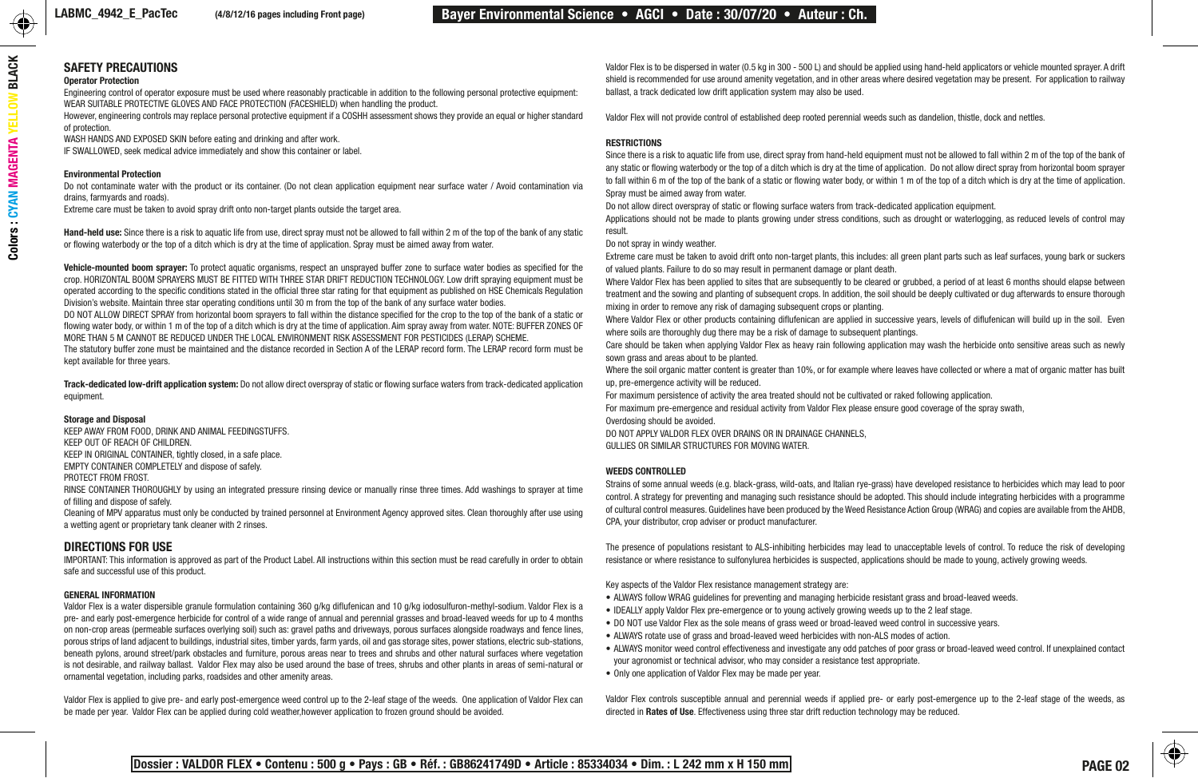## SAFETY PRECAUTIONS

### Operator Protection

Engineering control of operator exposure must be used where reasonably practicable in addition to the following personal protective equipment:
WEAR SUITABLE PROTECTIVE GLOVES AND FACE PROTECTION (FACESHIELD) when handling the product.
However, engineering controls may replace personal protective equipment if a COSHH assessment shows they provide an equal or higher standard of protection.
WASH HANDS AND EXPOSED SKIN before eating and drinking and after work.
IF SWALLOWED, seek medical advice immediately and show this container or label.

### Environmental Protection

Do not contaminate water with the product or its container. (Do not clean application equipment near surface water / Avoid contamination via drains, farmyards and roads).
Extreme care must be taken to avoid spray drift onto non-target plants outside the target area.

**Hand-held use:** Since there is a risk to aquatic life from use, direct spray must not be allowed to fall within 2 m of the top of the bank of any static or flowing waterbody or the top of a ditch which is dry at the time of application. Spray must be aimed away from water.

**Vehicle-mounted boom sprayer:** To protect aquatic organisms, respect an unsprayed buffer zone to surface water bodies as specified for the crop. HORIZONTAL BOOM SPRAYERS MUST BE FITTED WITH THREE STAR DRIFT REDUCTION TECHNOLOGY. Low drift spraying equipment must be operated according to the specific conditions stated in the official three star rating for that equipment as published on HSE Chemicals Regulation Division's website. Maintain three star operating conditions until 30 m from the top of the bank of any surface water bodies.
DO NOT ALLOW DIRECT SPRAY from horizontal boom sprayers to fall within the distance specified for the crop to the top of the bank of a static or flowing water body, or within 1 m of the top of a ditch which is dry at the time of application. Aim spray away from water. NOTE: BUFFER ZONES OF MORE THAN 5 M CANNOT BE REDUCED UNDER THE LOCAL ENVIRONMENT RISK ASSESSMENT FOR PESTICIDES (LERAP) SCHEME.
The statutory buffer zone must be maintained and the distance recorded in Section A of the LERAP record form. The LERAP record form must be kept available for three years.

**Track-dedicated low-drift application system:** Do not allow direct overspray of static or flowing surface waters from track-dedicated application equipment.

### Storage and Disposal

KEEP AWAY FROM FOOD, DRINK AND ANIMAL FEEDINGSTUFFS.
KEEP OUT OF REACH OF CHILDREN.
KEEP IN ORIGINAL CONTAINER, tightly closed, in a safe place.
EMPTY CONTAINER COMPLETELY and dispose of safely.
PROTECT FROM FROST.
RINSE CONTAINER THOROUGHLY by using an integrated pressure rinsing device or manually rinse three times. Add washings to sprayer at time of filling and dispose of safely.
Cleaning of MPV apparatus must only be conducted by trained personnel at Environment Agency approved sites. Clean thoroughly after use using a wetting agent or proprietary tank cleaner with 2 rinses.

## DIRECTIONS FOR USE

IMPORTANT: This information is approved as part of the Product Label. All instructions within this section must be read carefully in order to obtain safe and successful use of this product.

### GENERAL INFORMATION

Valdor Flex is a water dispersible granule formulation containing 360 g/kg diflufenican and 10 g/kg iodosulfuron-methyl-sodium. Valdor Flex is a pre- and early post-emergence herbicide for control of a wide range of annual and perennial grasses and broad-leaved weeds for up to 4 months on non-crop areas (permeable surfaces overlying soil) such as: gravel paths and driveways, porous surfaces alongside roadways and fence lines, porous strips of land adjacent to buildings, industrial sites, timber yards, farm yards, oil and gas storage sites, power stations, electric sub-stations, beneath pylons, around street/park obstacles and furniture, porous areas near to trees and shrubs and other natural surfaces where vegetation is not desirable, and railway ballast. Valdor Flex may also be used around the base of trees, shrubs and other plants in areas of semi-natural or ornamental vegetation, including parks, roadsides and other amenity areas.

Valdor Flex is applied to give pre- and early post-emergence weed control up to the 2-leaf stage of the weeds. One application of Valdor Flex can be made per year. Valdor Flex can be applied during cold weather,however application to frozen ground should be avoided.

Valdor Flex is to be dispersed in water (0.5 kg in 300 - 500 L) and should be applied using hand-held applicators or vehicle mounted sprayer. A drift shield is recommended for use around amenity vegetation, and in other areas where desired vegetation may be present. For application to railway ballast, a track dedicated low drift application system may also be used.

Valdor Flex will not provide control of established deep rooted perennial weeds such as dandelion, thistle, dock and nettles.

### RESTRICTIONS

Since there is a risk to aquatic life from use, direct spray from hand-held equipment must not be allowed to fall within 2 m of the top of the bank of any static or flowing waterbody or the top of a ditch which is dry at the time of application. Do not allow direct spray from horizontal boom sprayer to fall within 6 m of the top of the bank of a static or a flowing water body, or within 1 m of the top of a ditch which is dry at the time of application. Spray must be aimed away from water.
Do not allow direct overspray of static or flowing surface waters from track-dedicated application equipment.
Applications should not be made to plants growing under stress conditions, such as drought or waterlogging, as reduced levels of control may result.
Do not spray in windy weather.
Extreme care must be taken to avoid drift onto non-target plants, this includes: all green plant parts such as leaf surfaces, young bark or suckers of valued plants. Failure to do so may result in permanent damage or plant death.
Where Valdor Flex has been applied to sites that are subsequently to be cleared or grubbed, a period of at least 6 months should elapse between treatment and the sowing and planting of subsequent crops. In addition, the soil should be deeply cultivated or dug afterwards to ensure thorough mixing in order to remove any risk of damaging subsequent crops or planting.
Where Valdor Flex or other products containing diflufenican are applied in successive years, levels of diflufenican will build up in the soil. Even where soils are thoroughly dug there may be a risk of damage to subsequent plantings.
Care should be taken when applying Valdor Flex as heavy rain following application may wash the herbicide onto sensitive areas such as newly sown grass and areas about to be planted.
Where the soil organic matter content is greater than 10%, or for example where leaves have collected or where a mat of organic matter has built up, pre-emergence activity will be reduced.
For maximum persistence of activity the area treated should not be cultivated or raked following application.
For maximum pre-emergence and residual activity from Valdor Flex please ensure good coverage of the spray swath,
Overdosing should be avoided.
DO NOT APPLY VALDOR FLEX OVER DRAINS OR IN DRAINAGE CHANNELS,
GULLIES OR SIMILAR STRUCTURES FOR MOVING WATER.

### WEEDS CONTROLLED

Strains of some annual weeds (e.g. black-grass, wild-oats, and Italian rye-grass) have developed resistance to herbicides which may lead to poor control. A strategy for preventing and managing such resistance should be adopted. This should include integrating herbicides with a programme of cultural control measures. Guidelines have been produced by the Weed Resistance Action Group (WRAG) and copies are available from the AHDB, CPA, your distributor, crop adviser or product manufacturer.

The presence of populations resistant to ALS-inhibiting herbicides may lead to unacceptable levels of control. To reduce the risk of developing resistance or where resistance to sulfonylurea herbicides is suspected, applications should be made to young, actively growing weeds.

Key aspects of the Valdor Flex resistance management strategy are:

- ALWAYS follow WRAG guidelines for preventing and managing herbicide resistant grass and broad-leaved weeds.
- IDEALLY apply Valdor Flex pre-emergence or to young actively growing weeds up to the 2 leaf stage.
- DO NOT use Valdor Flex as the sole means of grass weed or broad-leaved weed control in successive years.
- ALWAYS rotate use of grass and broad-leaved weed herbicides with non-ALS modes of action.
- ALWAYS monitor weed control effectiveness and investigate any odd patches of poor grass or broad-leaved weed control. If unexplained contact your agronomist or technical advisor, who may consider a resistance test appropriate.
- Only one application of Valdor Flex may be made per year.

Valdor Flex controls susceptible annual and perennial weeds if applied pre- or early post-emergence up to the 2-leaf stage of the weeds, as directed in **Rates of Use**. Effectiveness using three star drift reduction technology may be reduced.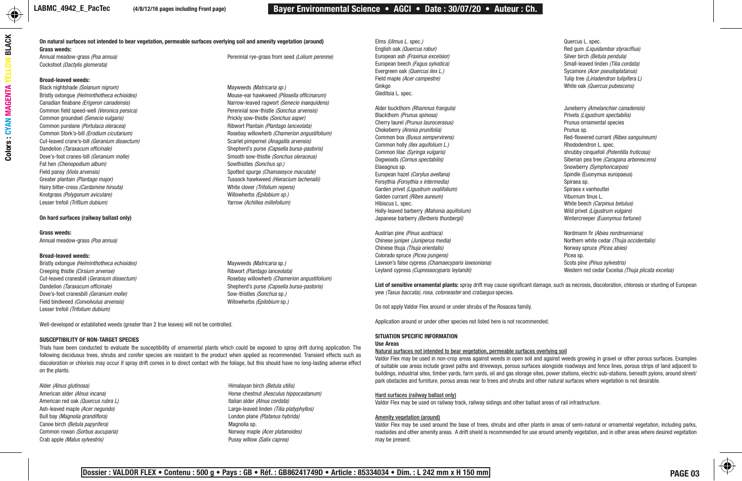**On natural surfaces not intended to bear vegetation, permeable surfaces overlying soil and amenity vegetation (around)**

**Grass weeds:**

Annual meadow-grass *(Poa annua)*
Cocksfoot *(Dactylis glomerata)*
Perennial rye-grass from seed *(Lolium perenne)*

**Broad-leaved weeds:**

Black nightshade *(Solanum nigrum)*
Bristly oxtongue *(Helminthotheca echioides)*
Canadian fleabane *(Erigeron canadensis)*
Common field speed-well *(Veronica persica)*
Common groundsel *(Senecio vulgaris)*
Common purslane *(Portulaca oleracea)*
Common Stork's-bill *(Erodium cicutarium)*
Cut-leaved crane's-bill *(Geranium dissectum)*
Dandelion *(Taraxacum officinale)*
Dove's-foot cranes-bill *(Geranium molle)*
Fat hen *(Chenopodium album)*
Field pansy *(Viola arvensis)*
Greater plantain *(Plantago major)*
Hairy bitter-cress *(Cardamine hirsuta)*
Knotgrass *(Polygonum aviculare)*
Lesser trefoil *(Triflium dubium)*
Mayweeds *(Matricaria sp.)*
Mouse-ear hawkweed *(Pilosella officinarum)*
Narrow-leaved ragwort *(Senecio inaequidens)*
Perennial sow-thistle *(Sonchus arvensis)*
Prickly sow-thistle *(Sonchus asper)*
Ribwort Plantain *(Plantago lanceolata)*
Rosebay willowherb *(Chamerion angustifolium)*
Scarlet pimpernel *(Anagallis arvensis)*
Shepherd's purse *(Capsella bursa-pastoris)*
Smooth sow-thistle *(Sonchus oleraceus)*
Sowthistles *(Sonchus sp.)*
Spotted spurge *(Chamaesyce maculate)*
Tussock hawkweed *(Hieracium lachenalii)*
White clover *(Trifolium repens)*
Willowherbs *(Epilobium sp.)*
Yarrow *(Achillea millefolium)*

**On hard surfaces (railway ballast only)**

**Grass weeds:**

Annual meadow-grass *(Poa annua)*

**Broad-leaved weeds:**

Bristly oxtongue *(Helminthotheca echioides)*
Creeping thistle *(Cirsium arvense)*
Cut-leaved cranesbill (*Geranium dissectum)*
Dandelion *(Taraxacum officinale)*
Dove's-foot cranesbill *(Geranium molle)*
Field bindweed *(Convolvulus arvensis)*
Lesser trefoil *(Trifolium dubium)*
Mayweeds *(Matricaria* sp.*)*
Ribwort *(Plantago lanceolata)*
Rosebay willowherb *(Chamerion angustifolium)*
Shepherd's purse *(Capsella bursa-pastoris)*
Sow-thistles *(Sonchus* sp.*)*
Willowherbs *(Epilobium* sp.*)*

Well-developed or established weeds (greater than 2 true leaves) will not be controlled.

**SUSCEPTIBILITY OF NON-TARGET SPECIES**

Trials have been conducted to evaluate the susceptibility of ornamental plants which could be exposed to spray drift during application. The following deciduous trees, shrubs and conifer species are resistant to the product when applied as recommended. Transient effects such as discoloration or chlorisis may occur if spray drift comes in to direct contact with the foliage, but this should have no long-lasting adverse effect on the plants.

Alder *(Alnus glutinosa)*
American alder *(Alnus incana)*
American red oak *(Quercus rubra L)*
Ash-leaved maple *(Acer negundo)*
Bull bay *(Magnolia grandiflora)*
Canoe birch *(Betula papyrifera)*
Common rowan *(Sorbus aucuparia)*
Crab apple *(Malus sylvestris)*
Himalayan birch *(Betula utilis)*
Horse chestnut *(Aesculus hippocastanum)*
Italian alder *(Alnus cordata)*
Large-leaved linden *(Tilia platyphyllos)*
London plane *(Platanus hybrida)*
Magnolia sp.
Norway maple *(Acer platanoides)*
Pussy willow *(Salix caprea)*
Elms *(Ulmus L.* spec.*)*
English oak *(Quercus robur)*
European ash *(Fraxinus excelsior)*
European beech *(Fagus sylvatica)*
Evergreen oak *(Quercus ilex L.)*
Field maple *(Acer campestre)*
Ginkgo
Gleditsia L. spec.
Quercus L. spec.
Red gum *(Liquidambar styraciflua)*
Silver birch *(Betula pendula)*
Small-leaved linden *(Tilia cordata)*
Sycamore *(Acer pseudoplatanus)*
Tulip tree *(Liriodendron tulipifera L)*
White oak *(Quercus pubescens)*

Alder buckthorn *(Rhamnus frangula)*
Blackthorn *(Prunus spinosa)*
Cherry laurel *(Prunus laurocerasus)*
Chokeberry *(Aronia prunifolia)*
Common box *(Buxus sempervirens)*
Common holly *(Ilex aquifolium L.)*
Common lilac *(Syringa vulgaris)*
Dogwoods *(Cornus spectabilis)*
Elaeagnus sp.
European hazel *(Corylus avellana)*
Forsythia *(Forsythia x intermedia)*
Garden privet *(Ligustrum ovalifolium)*
Golden currant *(Ribes aureum)*
Hibiscus L. spec.
Holly-leaved barberry *(Mahonia aquifolium)*
Japanese barberry *(Berberis thunbergii)*
Juneberry *(Amelanchier canadensis)*
Privets *(Ligustrum spectabilis)*
Prunus ornamental species
Prunus sp.
Red-flowered currant *(Ribes sanguineum)*
Rhododendron L. spec.
shrubby cinquefoil *(Potentilla fruticosa)*
Siberian pea tree *(Caragana arborescens)*
Snowberry *(Symphoricarpos)*
Spindle (Euonymus europaeus)
Spiraea sp.
Spiraea x vanhouttei
Viburnum tinus L.
White beech *(Carpinus betulus)*
Wild privet *(Ligustrum vulgare)*
Wintercreeper *(Euonymus fortunei)*

Austrian pine *(Pinus austriaca)*
Chinese juniper *(Juniperus media)*
Chinese thuja *(Thuja orientalis)*
Colorado spruce *(Picea pungens)*
Lawson's false cypress *(Chamaecyparis lawsoniana)*
Leyland cypress *(Cupressocyparis leylandii)*
Nordmann fir *(Abies nordmanniana)*
Northern white cedar *(Thuja occidentalis)*
Norway spruce *(Picea abies)*
Picea sp.
Scots pine *(Pinus sylvestris)*
Western red cedar Excelsa *(Thuja plicata excelsa)*

**List of sensitive ornamental plants:** spray drift may cause significant damage, such as necrosis, discoloration, chlorosis or stunting of European yew *(Taxus baccata), rosa, cotoneaster* and *crataegus* species.

Do not apply Valdor Flex around or under shrubs of the Rosacea family.

Application around or under other species not listed here is not recommended.

**SITUATION SPECIFIC INFORMATION**

**Use Areas**

<u>Natural surfaces not intended to bear vegetation, permeable surfaces overlying soil</u>

Valdor Flex may be used in non-crop areas against weeds in open soil and against weeds growing in gravel or other porous surfaces. Examples of suitable use areas include gravel paths and driveways, porous surfaces alongside roadways and fence lines, porous strips of land adjacent to buildings, industrial sites, timber yards, farm yards, oil and gas storage sites, power stations, electric sub-stations, beneath pylons, around street/park obstacles and furniture, porous areas near to trees and shrubs and other natural surfaces where vegetation is not desirable.

<u>Hard surfaces (railway ballast only)</u>

Valdor Flex may be used on railway track, railway sidings and other ballast areas of rail infrastructure.

<u>Amenity vegetation (around)</u>

Valdor Flex may be used around the base of trees, shrubs and other plants in areas of semi-natural or ornamental vegetation, including parks, roadsides and other amenity areas. A drift shield is recommended for use around amenity vegetation, and in other areas where desired vegetation may be present.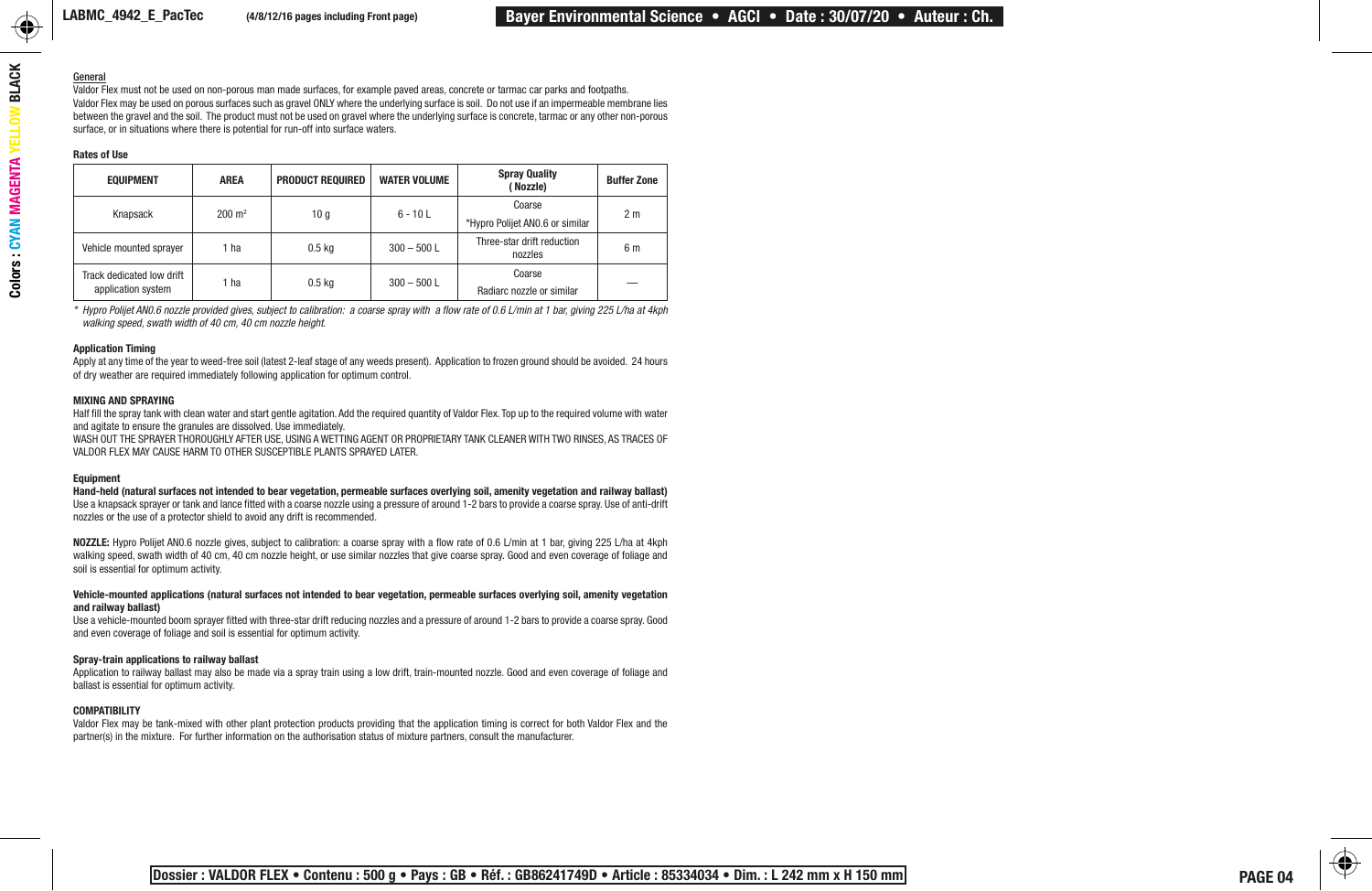General

Valdor Flex must not be used on non-porous man made surfaces, for example paved areas, concrete or tarmac car parks and footpaths.
Valdor Flex may be used on porous surfaces such as gravel ONLY where the underlying surface is soil. Do not use if an impermeable membrane lies between the gravel and the soil. The product must not be used on gravel where the underlying surface is concrete, tarmac or any other non-porous surface, or in situations where there is potential for run-off into surface waters.

**Rates of Use**

| EQUIPMENT | AREA | PRODUCT REQUIRED | WATER VOLUME | Spray Quality ( Nozzle) | Buffer Zone |
|---|---|---|---|---|---|
| Knapsack | 200 m² | 10 g | 6 - 10 L | Coarse *Hypro Polijet AN0.6 or similar | 2 m |
| Vehicle mounted sprayer | 1 ha | 0.5 kg | 300 – 500 L | Three-star drift reduction nozzles | 6 m |
| Track dedicated low drift application system | 1 ha | 0.5 kg | 300 – 500 L | Coarse Radiarc nozzle or similar | — |

\* *Hypro Polijet AN0.6 nozzle provided gives, subject to calibration: a coarse spray with a flow rate of 0.6 L/min at 1 bar, giving 225 L/ha at 4kph walking speed, swath width of 40 cm, 40 cm nozzle height.*

**Application Timing**

Apply at any time of the year to weed-free soil (latest 2-leaf stage of any weeds present). Application to frozen ground should be avoided. 24 hours of dry weather are required immediately following application for optimum control.

**MIXING AND SPRAYING**

Half fill the spray tank with clean water and start gentle agitation. Add the required quantity of Valdor Flex. Top up to the required volume with water and agitate to ensure the granules are dissolved. Use immediately.
WASH OUT THE SPRAYER THOROUGHLY AFTER USE, USING A WETTING AGENT OR PROPRIETARY TANK CLEANER WITH TWO RINSES, AS TRACES OF VALDOR FLEX MAY CAUSE HARM TO OTHER SUSCEPTIBLE PLANTS SPRAYED LATER.

**Equipment**

**Hand-held (natural surfaces not intended to bear vegetation, permeable surfaces overlying soil, amenity vegetation and railway ballast)**
Use a knapsack sprayer or tank and lance fitted with a coarse nozzle using a pressure of around 1-2 bars to provide a coarse spray. Use of anti-drift nozzles or the use of a protector shield to avoid any drift is recommended.

**NOZZLE:** Hypro Polijet AN0.6 nozzle gives, subject to calibration: a coarse spray with a flow rate of 0.6 L/min at 1 bar, giving 225 L/ha at 4kph walking speed, swath width of 40 cm, 40 cm nozzle height, or use similar nozzles that give coarse spray. Good and even coverage of foliage and soil is essential for optimum activity.

**Vehicle-mounted applications (natural surfaces not intended to bear vegetation, permeable surfaces overlying soil, amenity vegetation and railway ballast)**
Use a vehicle-mounted boom sprayer fitted with three-star drift reducing nozzles and a pressure of around 1-2 bars to provide a coarse spray. Good and even coverage of foliage and soil is essential for optimum activity.

**Spray-train applications to railway ballast**
Application to railway ballast may also be made via a spray train using a low drift, train-mounted nozzle. Good and even coverage of foliage and ballast is essential for optimum activity.

**COMPATIBILITY**

Valdor Flex may be tank-mixed with other plant protection products providing that the application timing is correct for both Valdor Flex and the partner(s) in the mixture. For further information on the authorisation status of mixture partners, consult the manufacturer.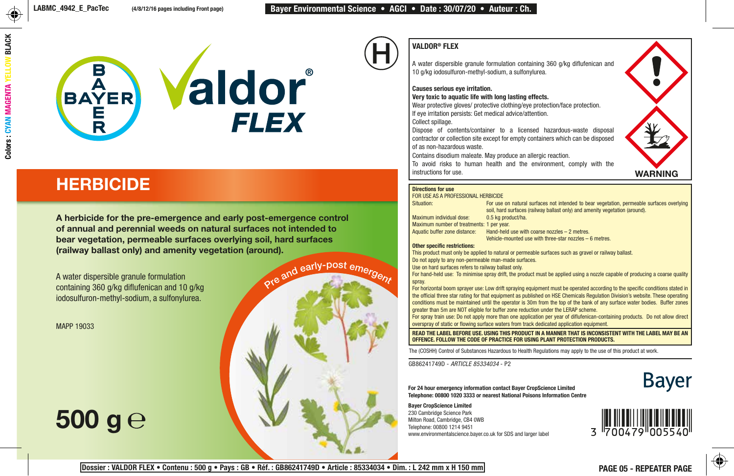# Valdor® FLEX

## HERBICIDE

**A herbicide for the pre-emergence and early post-emergence control of annual and perennial weeds on natural surfaces not intended to bear vegetation, permeable surfaces overlying soil, hard surfaces (railway ballast only) and amenity vegetation (around).**

A water dispersible granule formulation containing 360 g/kg diflufenican and 10 g/kg iodosulfuron-methyl-sodium, a sulfonylurea.

MAPP 19033

Pre and early-post emergent

**500 g ℮**

---

**VALDOR® FLEX**

A water dispersible granule formulation containing 360 g/kg diflufenican and 10 g/kg iodosulfuron-methyl-sodium, a sulfonylurea.

**Causes serious eye irritation.**
**Very toxic to aquatic life with long lasting effects.**
Wear protective gloves/ protective clothing/eye protection/face protection.
If eye irritation persists: Get medical advice/attention.
Collect spillage.
Dispose of contents/container to a licensed hazardous-waste disposal contractor or collection site except for empty containers which can be disposed of as non-hazardous waste.
Contains disodium maleate. May produce an allergic reaction.
To avoid risks to human health and the environment, comply with the instructions for use.

**WARNING**

---

**Directions for use**

FOR USE AS A PROFESSIONAL HERBICIDE

| | |
|---|---|
| Situation: | For use on natural surfaces not intended to bear vegetation, permeable surfaces overlying soil, hard surfaces (railway ballast only) and amenity vegetation (around). |
| Maximum individual dose: | 0.5 kg product/ha. |
| Maximum number of treatments: | 1 per year. |
| Aquatic buffer zone distance: | Hand-held use with coarse nozzles – 2 metres. Vehicle-mounted use with three-star nozzles – 6 metres. |

**Other specific restrictions:**

This product must only be applied to natural or permeable surfaces such as gravel or railway ballast.
Do not apply to any non-permeable man-made surfaces.
Use on hard surfaces refers to railway ballast only.
For hand-held use: To minimise spray drift, the product must be applied using a nozzle capable of producing a coarse quality spray.
For horizontal boom sprayer use: Low drift spraying equipment must be operated according to the specific conditions stated in the official three star rating for that equipment as published on HSE Chemicals Regulation Division's website. These operating conditions must be maintained until the operator is 30m from the top of the bank of any surface water bodies. Buffer zones greater than 5m are NOT eligible for buffer zone reduction under the LERAP scheme.
For spray train use: Do not apply more than one application per year of diflufenican-containing products. Do not allow direct overspray of static or flowing surface waters from track dedicated application equipment.

**READ THE LABEL BEFORE USE. USING THIS PRODUCT IN A MANNER THAT IS INCONSISTENT WITH THE LABEL MAY BE AN OFFENCE. FOLLOW THE CODE OF PRACTICE FOR USING PLANT PROTECTION PRODUCTS.**

The (COSHH) Control of Substances Hazardous to Health Regulations may apply to the use of this product at work.

GB86241749D - *ARTICLE 85334034* - P2

**For 24 hour emergency information contact Bayer CropScience Limited**
**Telephone: 00800 1020 3333 or nearest National Poisons Information Centre**

**Bayer CropScience Limited**
230 Cambridge Science Park
Milton Road, Cambridge, CB4 0WB
Telephone: 00800 1214 9451
www.environmentalscience.bayer.co.uk for SDS and larger label

Bayer

3 700479 005540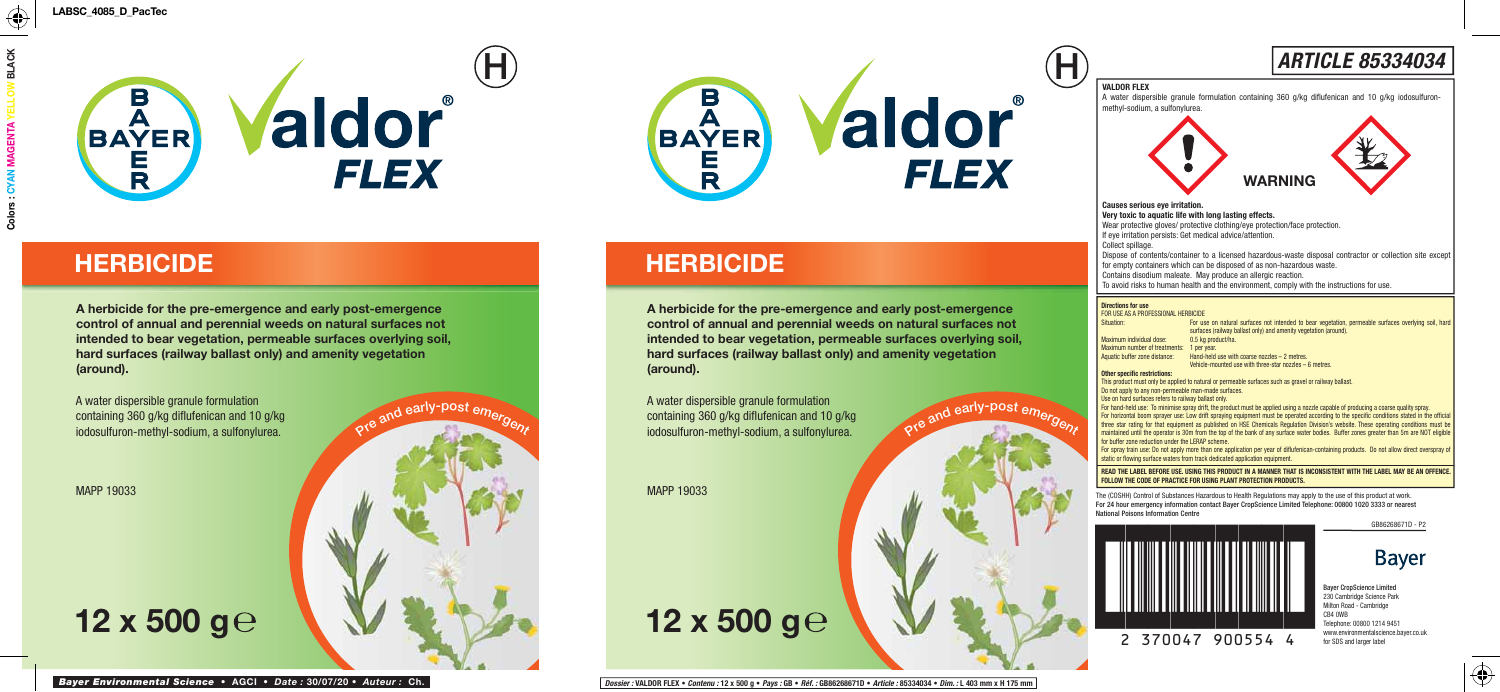LABSC_4085_D_PacTec

Colors : CYAN MAGENTA YELLOW BLACK

# Valdor® FLEX

## HERBICIDE

**A herbicide for the pre-emergence and early post-emergence control of annual and perennial weeds on natural surfaces not intended to bear vegetation, permeable surfaces overlying soil, hard surfaces (railway ballast only) and amenity vegetation (around).**

A water dispersible granule formulation containing 360 g/kg diflufenican and 10 g/kg iodosulfuron-methyl-sodium, a sulfonylurea.

Pre and early-post emergent

MAPP 19033

**12 x 500 g℮**

# Valdor® FLEX

## HERBICIDE

**A herbicide for the pre-emergence and early post-emergence control of annual and perennial weeds on natural surfaces not intended to bear vegetation, permeable surfaces overlying soil, hard surfaces (railway ballast only) and amenity vegetation (around).**

A water dispersible granule formulation containing 360 g/kg diflufenican and 10 g/kg iodosulfuron-methyl-sodium, a sulfonylurea.

Pre and early-post emergent

MAPP 19033

**12 x 500 g℮**

## *ARTICLE 85334034*

**VALDOR FLEX**

A water dispersible granule formulation containing 360 g/kg diflufenican and 10 g/kg iodosulfuron-methyl-sodium, a sulfonylurea.

**WARNING**

**Causes serious eye irritation.**
**Very toxic to aquatic life with long lasting effects.**
Wear protective gloves/ protective clothing/eye protection/face protection.
If eye irritation persists: Get medical advice/attention.
Collect spillage.
Dispose of contents/container to a licensed hazardous-waste disposal contractor or collection site except for empty containers which can be disposed of as non-hazardous waste.
Contains disodium maleate. May produce an allergic reaction.
To avoid risks to human health and the environment, comply with the instructions for use.

**Directions for use**
FOR USE AS A PROFESSIONAL HERBICIDE

| | |
|---|---|
| Situation: | For use on natural surfaces not intended to bear vegetation, permeable surfaces overlying soil, hard surfaces (railway ballast only) and amenity vegetation (around). |
| Maximum individual dose: | 0.5 kg product/ha. |
| Maximum number of treatments: | 1 per year. |
| Aquatic buffer zone distance: | Hand-held use with coarse nozzles – 2 metres. Vehicle-mounted use with three-star nozzles – 6 metres. |

**Other specific restrictions:**
This product must only be applied to natural or permeable surfaces such as gravel or railway ballast.
Do not apply to any non-permeable man-made surfaces.
Use on hard surfaces refers to railway ballast only.
For hand-held use: To minimise spray drift, the product must be applied using a nozzle capable of producing a coarse quality spray.
For horizontal boom sprayer use: Low drift spraying equipment must be operated according to the specific conditions stated in the official three star rating for that equipment as published on HSE Chemicals Regulation Division's website. These operating conditions must be maintained until the operator is 30m from the top of the bank of any surface water bodies. Buffer zones greater than 5m are NOT eligible for buffer zone reduction under the LERAP scheme.
For spray train use: Do not apply more than one application per year of diflufenican-containing products. Do not allow direct overspray of static or flowing surface waters from track dedicated application equipment.

**READ THE LABEL BEFORE USE. USING THIS PRODUCT IN A MANNER THAT IS INCONSISTENT WITH THE LABEL MAY BE AN OFFENCE. FOLLOW THE CODE OF PRACTICE FOR USING PLANT PROTECTION PRODUCTS.**

The (COSHH) Control of Substances Hazardous to Health Regulations may apply to the use of this product at work.
**For 24 hour emergency information contact Bayer CropScience Limited Telephone: 00800 1020 3333 or nearest National Poisons Information Centre**

GB86268671D - P2

2 370047 900554 4

Bayer

Bayer CropScience Limited
230 Cambridge Science Park
Milton Road - Cambridge
CB4 0WB
Telephone: 00800 1214 9451
www.environmentalscience.bayer.co.uk
for SDS and larger label

*Bayer Environmental Science • AGCI • Date : 30/07/20 • Auteur : Ch.*

*Dossier :* **VALDOR FLEX •** *Contenu :* **12 x 500 g •** *Pays :* **GB •** *Réf. :* **GB86268671D •** *Article :* **85334034 •** *Dim. :* **L 403 mm x H 175 mm**